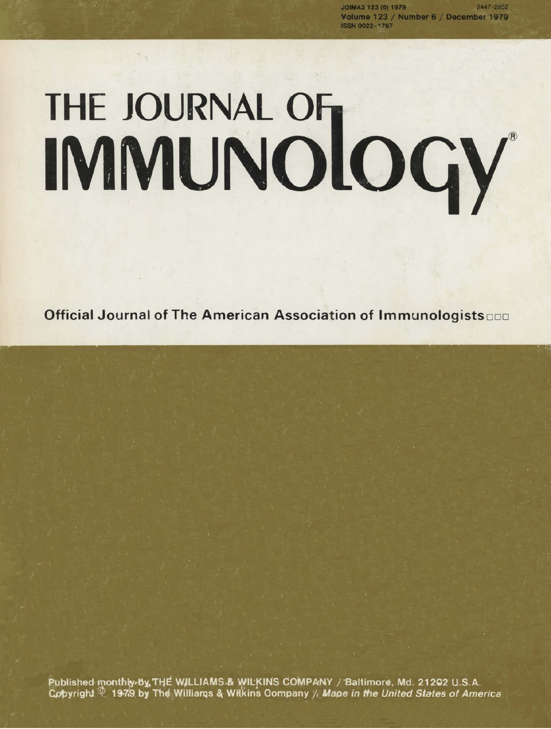JOIMA3 123 (6) 1979 2447-2952
Volume 123 / Number 6 / December 1979
ISSN 0022-1767

# THE JOURNAL OF IMMUNOLOGY®

**Official Journal of The American Association of Immunologists**

Published monthly by THE WILLIAMS & WILKINS COMPANY / Baltimore, Md. 21202 U.S.A.
Copyright © 1979 by The Williams & Wilkins Company / *Made in the United States of America*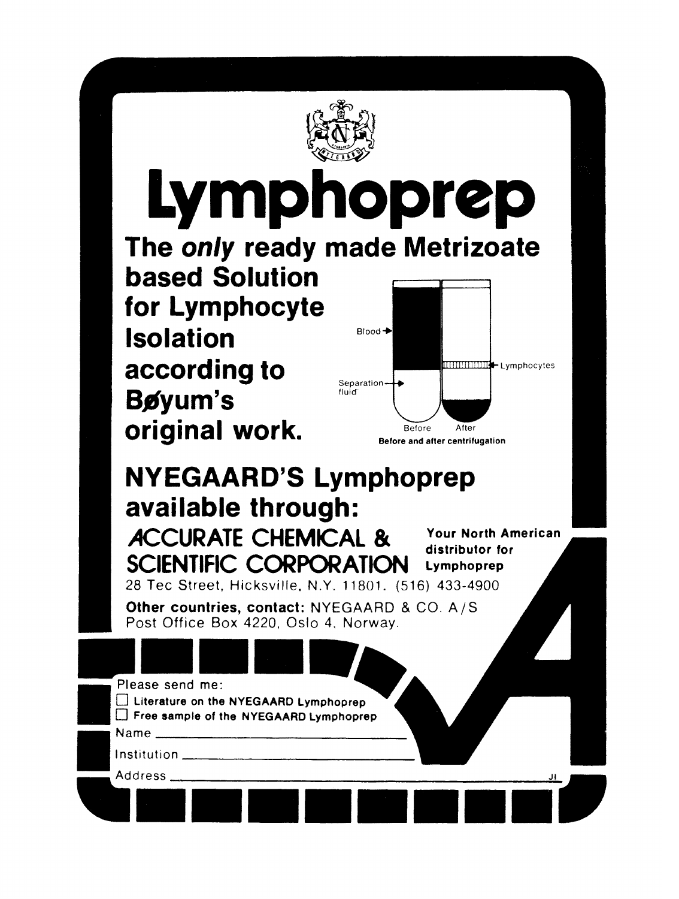# Lymphoprep

## The *only* ready made Metrizoate based Solution for Lymphocyte Isolation according to Bøyum's original work.

Blood

Separation fluid

Lymphocytes

Before After

**Before and after centrifugation**

## NYEGAARD'S Lymphoprep available through:

**ACCURATE CHEMICAL & SCIENTIFIC CORPORATION**

**Your North American distributor for Lymphoprep**

28 Tec Street, Hicksville, N.Y. 11801. (516) 433-4900

**Other countries, contact:** NYEGAARD & CO. A/S
Post Office Box 4220, Oslo 4, Norway.

Please send me:

- ☐ **Literature on the NYEGAARD Lymphoprep**
- ☐ **Free sample of the NYEGAARD Lymphoprep**

Name \_\_\_\_\_\_\_\_\_\_\_\_\_\_\_\_\_\_\_\_\_\_\_\_\_\_\_\_\_\_

Institution \_\_\_\_\_\_\_\_\_\_\_\_\_\_\_\_\_\_\_\_\_\_\_\_\_\_\_\_\_\_

Address \_\_\_\_\_\_\_\_\_\_\_\_\_\_\_\_\_\_\_\_\_\_\_\_\_\_\_\_\_\_ JI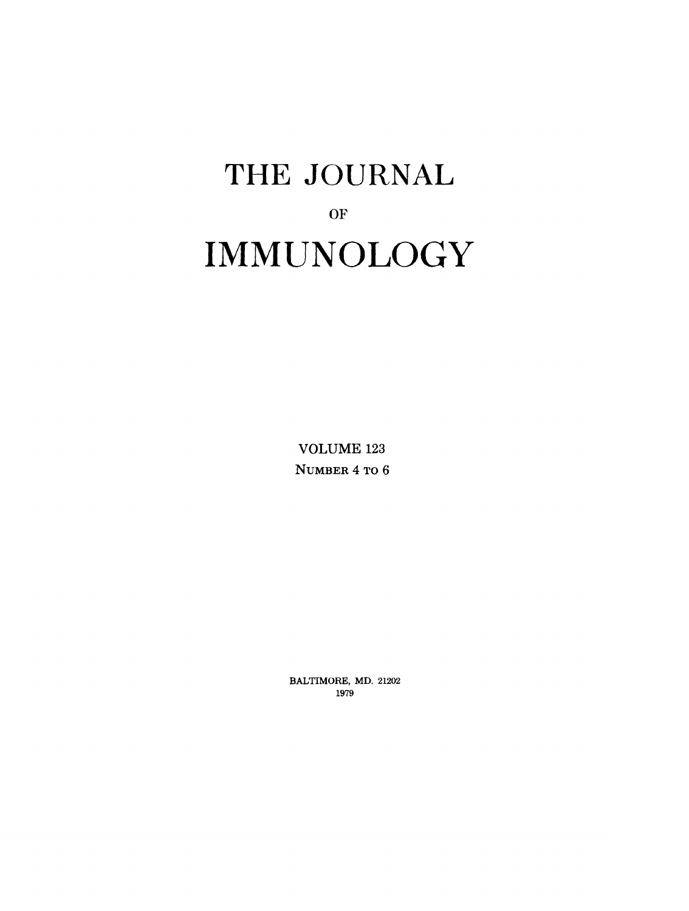# THE JOURNAL

OF

# IMMUNOLOGY

VOLUME 123

NUMBER 4 TO 6

BALTIMORE, MD. 21202

1979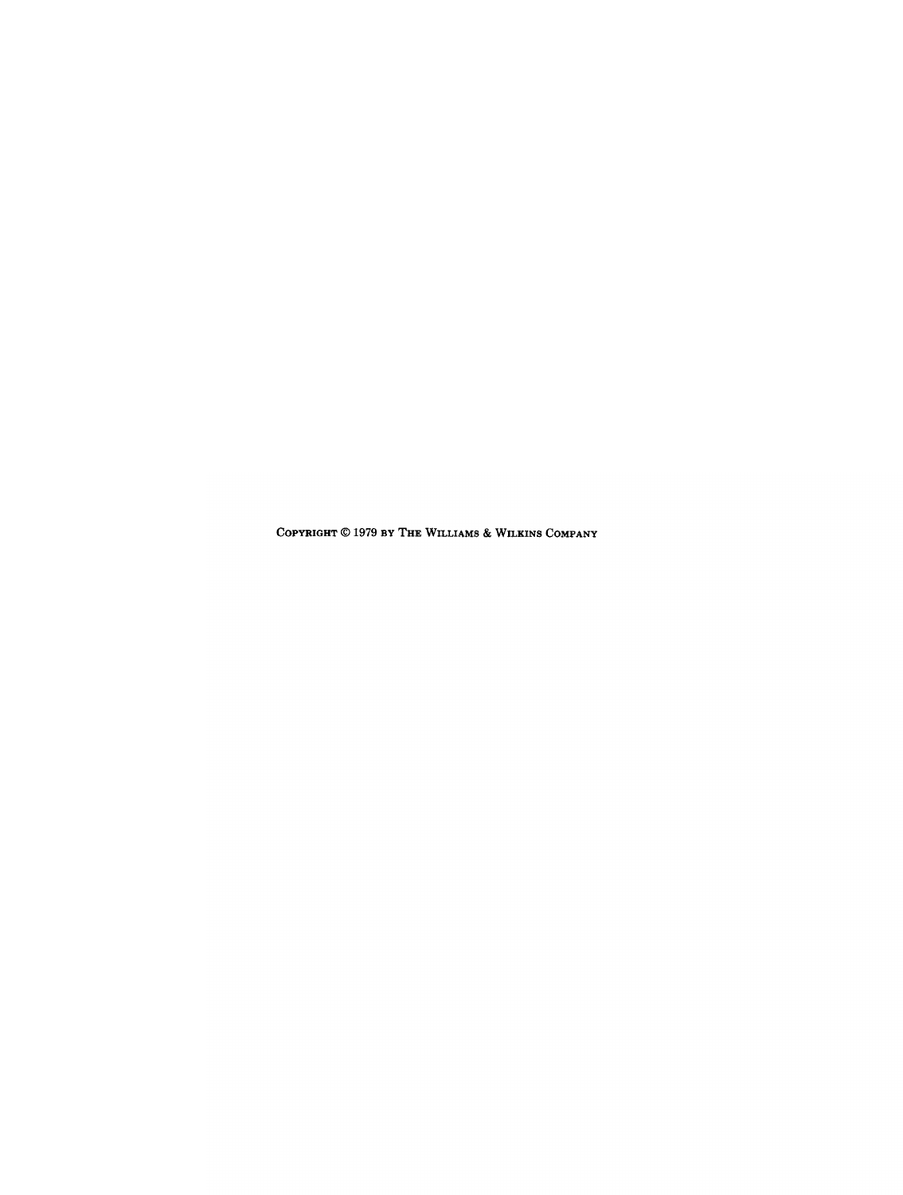Copyright © 1979 by The Williams & Wilkins Company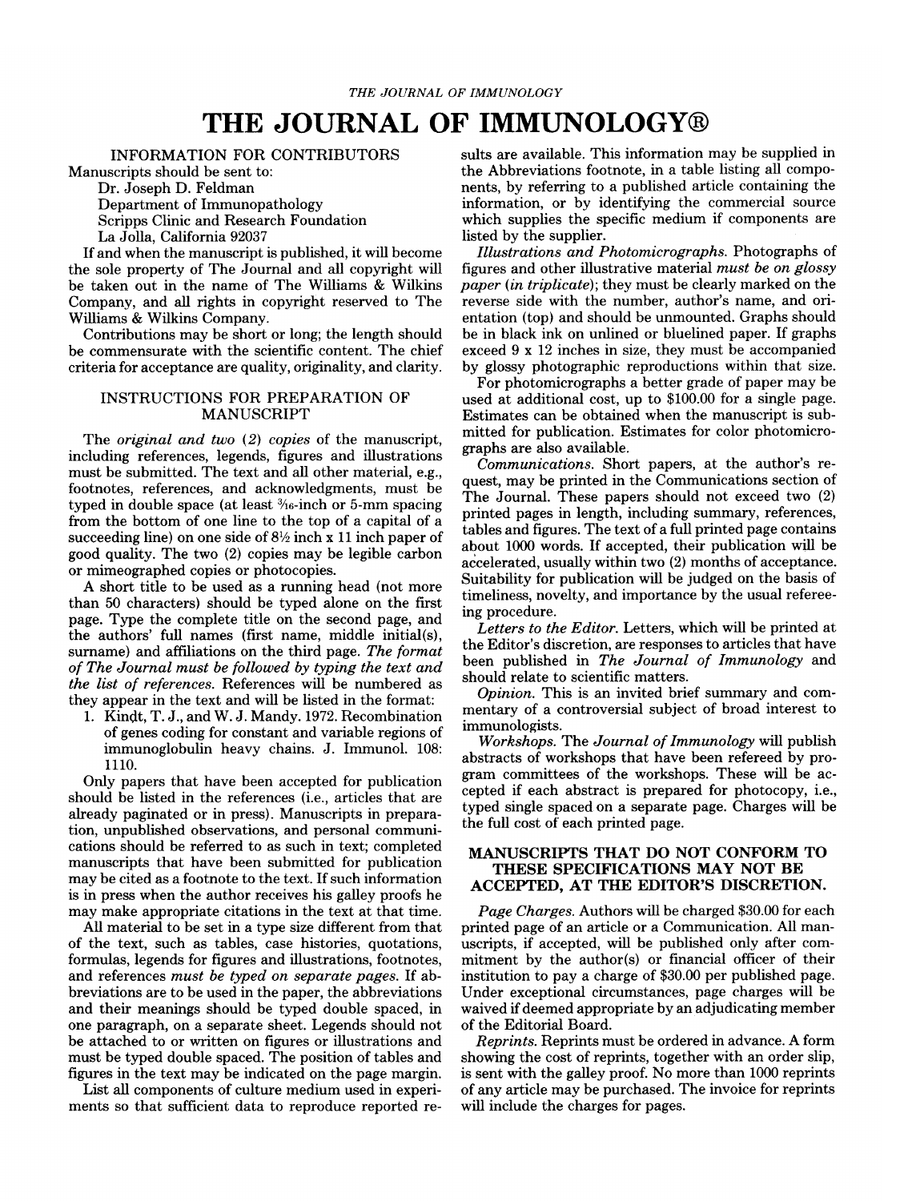# THE JOURNAL OF IMMUNOLOGY®

## INFORMATION FOR CONTRIBUTORS

Manuscripts should be sent to:

Dr. Joseph D. Feldman
Department of Immunopathology
Scripps Clinic and Research Foundation
La Jolla, California 92037

If and when the manuscript is published, it will become the sole property of The Journal and all copyright will be taken out in the name of The Williams & Wilkins Company, and all rights in copyright reserved to The Williams & Wilkins Company.

Contributions may be short or long; the length should be commensurate with the scientific content. The chief criteria for acceptance are quality, originality, and clarity.

## INSTRUCTIONS FOR PREPARATION OF MANUSCRIPT

The *original and two (2) copies* of the manuscript, including references, legends, figures and illustrations must be submitted. The text and all other material, e.g., footnotes, references, and acknowledgments, must be typed in double space (at least 3/16-inch or 5-mm spacing from the bottom of one line to the top of a capital of a succeeding line) on one side of 8½ inch x 11 inch paper of good quality. The two (2) copies may be legible carbon or mimeographed copies or photocopies.

A short title to be used as a running head (not more than 50 characters) should be typed alone on the first page. Type the complete title on the second page, and the authors' full names (first name, middle initial(s), surname) and affiliations on the third page. *The format of The Journal must be followed by typing the text and the list of references.* References will be numbered as they appear in the text and will be listed in the format:

1. Kindt, T. J., and W. J. Mandy. 1972. Recombination of genes coding for constant and variable regions of immunoglobulin heavy chains. J. Immunol. 108: 1110.

Only papers that have been accepted for publication should be listed in the references (i.e., articles that are already paginated or in press). Manuscripts in preparation, unpublished observations, and personal communications should be referred to as such in text; completed manuscripts that have been submitted for publication may be cited as a footnote to the text. If such information is in press when the author receives his galley proofs he may make appropriate citations in the text at that time.

All material to be set in a type size different from that of the text, such as tables, case histories, quotations, formulas, legends for figures and illustrations, footnotes, and references *must be typed on separate pages.* If abbreviations are to be used in the paper, the abbreviations and their meanings should be typed double spaced, in one paragraph, on a separate sheet. Legends should not be attached to or written on figures or illustrations and must be typed double spaced. The position of tables and figures in the text may be indicated on the page margin.

List all components of culture medium used in experiments so that sufficient data to reproduce reported results are available. This information may be supplied in the Abbreviations footnote, in a table listing all components, by referring to a published article containing the information, or by identifying the commercial source which supplies the specific medium if components are listed by the supplier.

*Illustrations and Photomicrographs.* Photographs of figures and other illustrative material *must be on glossy paper (in triplicate)*; they must be clearly marked on the reverse side with the number, author's name, and orientation (top) and should be unmounted. Graphs should be in black ink on unlined or bluelined paper. If graphs exceed 9 x 12 inches in size, they must be accompanied by glossy photographic reproductions within that size.

For photomicrographs a better grade of paper may be used at additional cost, up to $100.00 for a single page. Estimates can be obtained when the manuscript is submitted for publication. Estimates for color photomicrographs are also available.

*Communications.* Short papers, at the author's request, may be printed in the Communications section of The Journal. These papers should not exceed two (2) printed pages in length, including summary, references, tables and figures. The text of a full printed page contains about 1000 words. If accepted, their publication will be accelerated, usually within two (2) months of acceptance. Suitability for publication will be judged on the basis of timeliness, novelty, and importance by the usual refereeing procedure.

*Letters to the Editor.* Letters, which will be printed at the Editor's discretion, are responses to articles that have been published in *The Journal of Immunology* and should relate to scientific matters.

*Opinion.* This is an invited brief summary and commentary of a controversial subject of broad interest to immunologists.

*Workshops.* The *Journal of Immunology* will publish abstracts of workshops that have been refereed by program committees of the workshops. These will be accepted if each abstract is prepared for photocopy, i.e., typed single spaced on a separate page. Charges will be the full cost of each printed page.

**MANUSCRIPTS THAT DO NOT CONFORM TO THESE SPECIFICATIONS MAY NOT BE ACCEPTED, AT THE EDITOR'S DISCRETION.**

*Page Charges.* Authors will be charged $30.00 for each printed page of an article or a Communication. All manuscripts, if accepted, will be published only after commitment by the author(s) or financial officer of their institution to pay a charge of $30.00 per published page. Under exceptional circumstances, page charges will be waived if deemed appropriate by an adjudicating member of the Editorial Board.

*Reprints.* Reprints must be ordered in advance. A form showing the cost of reprints, together with an order slip, is sent with the galley proof. No more than 1000 reprints of any article may be purchased. The invoice for reprints will include the charges for pages.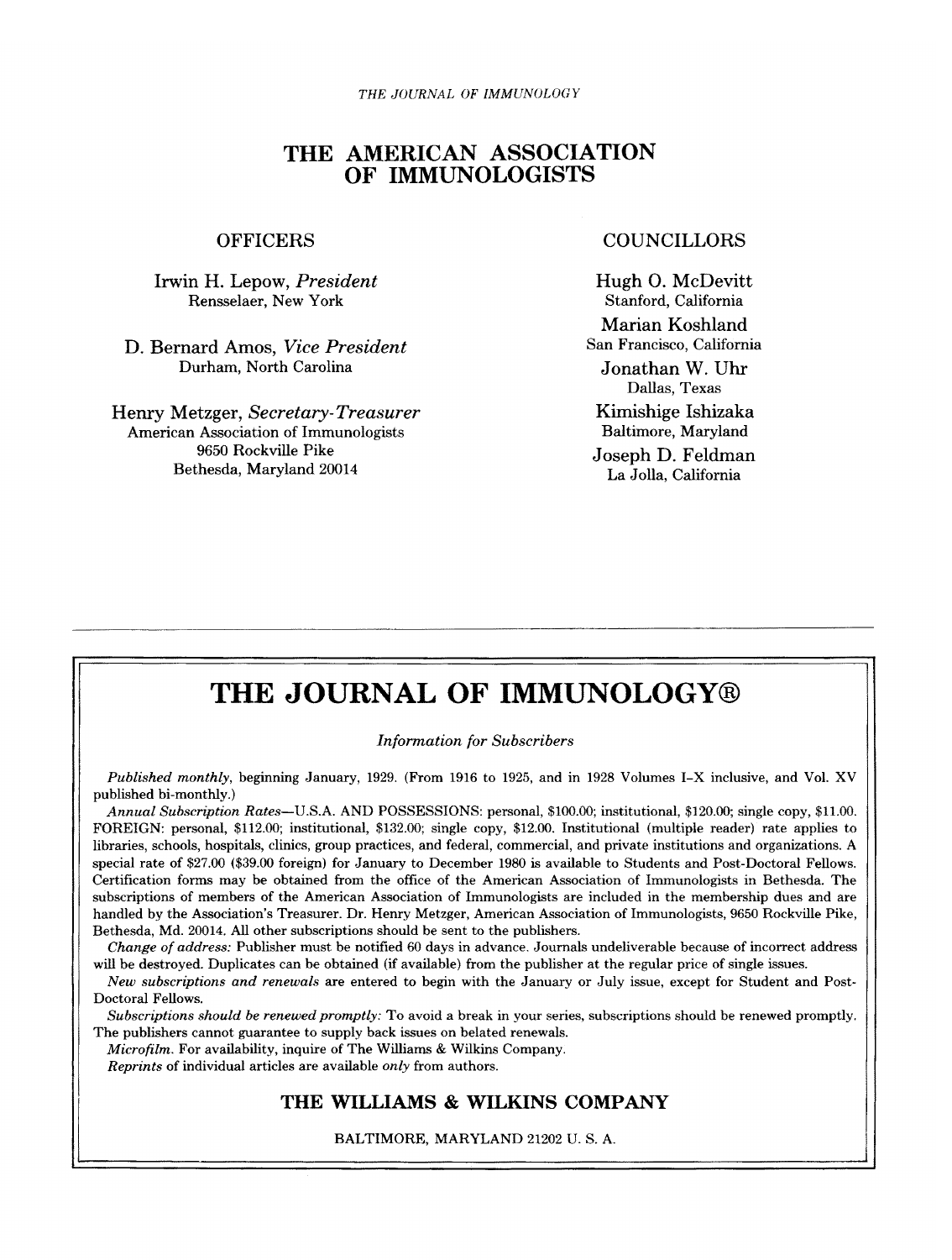# THE AMERICAN ASSOCIATION OF IMMUNOLOGISTS

## OFFICERS

Irwin H. Lepow, *President*
Rensselaer, New York

D. Bernard Amos, *Vice President*
Durham, North Carolina

Henry Metzger, *Secretary-Treasurer*
American Association of Immunologists
9650 Rockville Pike
Bethesda, Maryland 20014

## COUNCILLORS

Hugh O. McDevitt
Stanford, California

Marian Koshland
San Francisco, California

Jonathan W. Uhr
Dallas, Texas

Kimishige Ishizaka
Baltimore, Maryland

Joseph D. Feldman
La Jolla, California

---

# THE JOURNAL OF IMMUNOLOGY®

*Information for Subscribers*

*Published monthly*, beginning January, 1929. (From 1916 to 1925, and in 1928 Volumes I–X inclusive, and Vol. XV published bi-monthly.)

*Annual Subscription Rates*—U.S.A. AND POSSESSIONS: personal, $100.00; institutional, $120.00; single copy, $11.00. FOREIGN: personal, $112.00; institutional, $132.00; single copy, $12.00. Institutional (multiple reader) rate applies to libraries, schools, hospitals, clinics, group practices, and federal, commercial, and private institutions and organizations. A special rate of $27.00 ($39.00 foreign) for January to December 1980 is available to Students and Post-Doctoral Fellows. Certification forms may be obtained from the office of the American Association of Immunologists in Bethesda. The subscriptions of members of the American Association of Immunologists are included in the membership dues and are handled by the Association's Treasurer. Dr. Henry Metzger, American Association of Immunologists, 9650 Rockville Pike, Bethesda, Md. 20014. All other subscriptions should be sent to the publishers.

*Change of address:* Publisher must be notified 60 days in advance. Journals undeliverable because of incorrect address will be destroyed. Duplicates can be obtained (if available) from the publisher at the regular price of single issues.

*New subscriptions and renewals* are entered to begin with the January or July issue, except for Student and Post-Doctoral Fellows.

*Subscriptions should be renewed promptly:* To avoid a break in your series, subscriptions should be renewed promptly. The publishers cannot guarantee to supply back issues on belated renewals.

*Microfilm.* For availability, inquire of The Williams & Wilkins Company.

*Reprints* of individual articles are available *only* from authors.

**THE WILLIAMS & WILKINS COMPANY**

BALTIMORE, MARYLAND 21202 U. S. A.